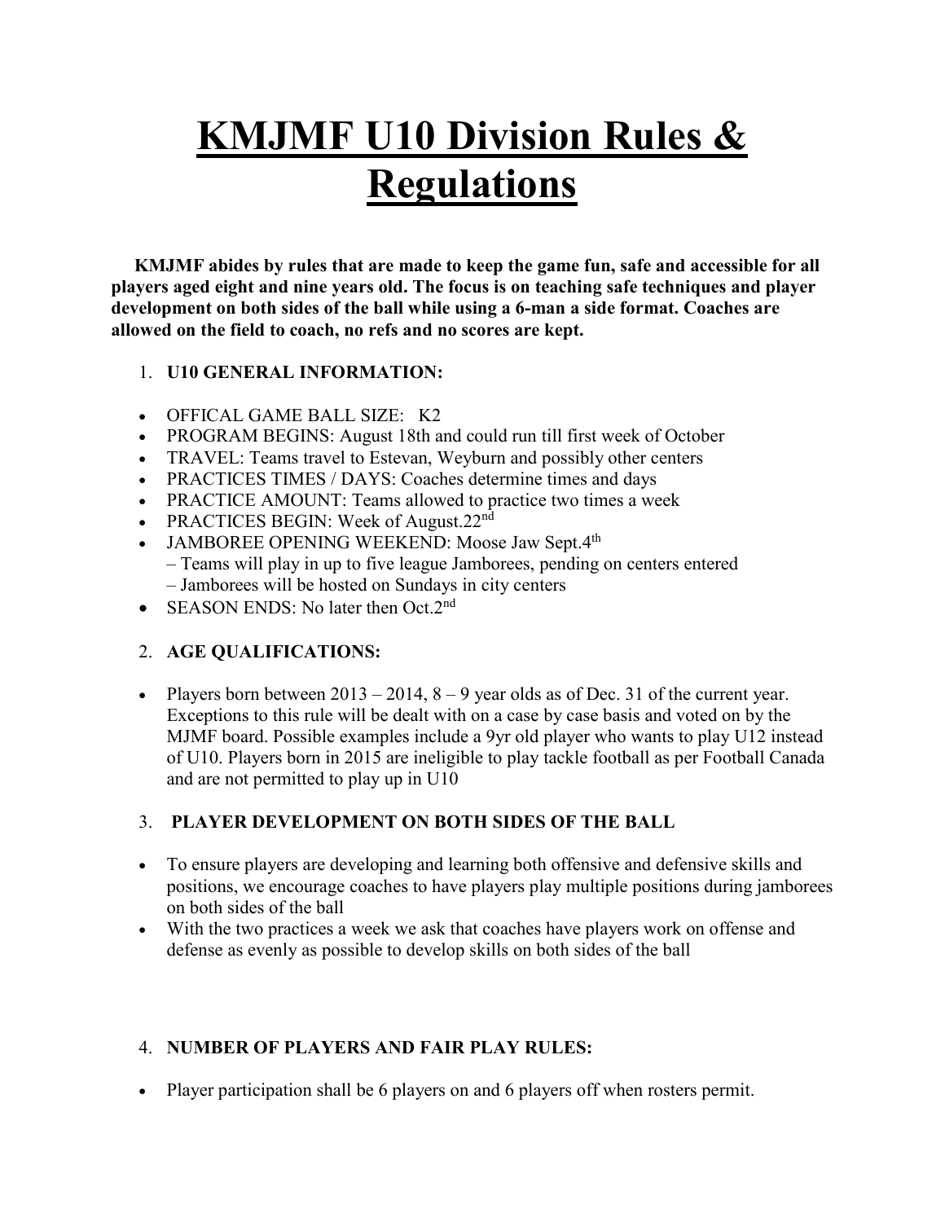# KMJMF U10 Division Rules & Regulations

**KMJMF abides by rules that are made to keep the game fun, safe and accessible for all players aged eight and nine years old. The focus is on teaching safe techniques and player development on both sides of the ball while using a 6-man a side format. Coaches are allowed on the field to coach, no refs and no scores are kept.**

1. **U10 GENERAL INFORMATION:**

- OFFICAL GAME BALL SIZE: K2
- PROGRAM BEGINS: August 18th and could run till first week of October
- TRAVEL: Teams travel to Estevan, Weyburn and possibly other centers
- PRACTICES TIMES / DAYS: Coaches determine times and days
- PRACTICE AMOUNT: Teams allowed to practice two times a week
- PRACTICES BEGIN: Week of August.22nd
- JAMBOREE OPENING WEEKEND: Moose Jaw Sept.4th
  – Teams will play in up to five league Jamborees, pending on centers entered
  – Jamborees will be hosted on Sundays in city centers
- SEASON ENDS: No later then Oct.2nd

2. **AGE QUALIFICATIONS:**

- Players born between 2013 – 2014, 8 – 9 year olds as of Dec. 31 of the current year. Exceptions to this rule will be dealt with on a case by case basis and voted on by the MJMF board. Possible examples include a 9yr old player who wants to play U12 instead of U10. Players born in 2015 are ineligible to play tackle football as per Football Canada and are not permitted to play up in U10

3. **PLAYER DEVELOPMENT ON BOTH SIDES OF THE BALL**

- To ensure players are developing and learning both offensive and defensive skills and positions, we encourage coaches to have players play multiple positions during jamborees on both sides of the ball
- With the two practices a week we ask that coaches have players work on offense and defense as evenly as possible to develop skills on both sides of the ball

4. **NUMBER OF PLAYERS AND FAIR PLAY RULES:**

- Player participation shall be 6 players on and 6 players off when rosters permit.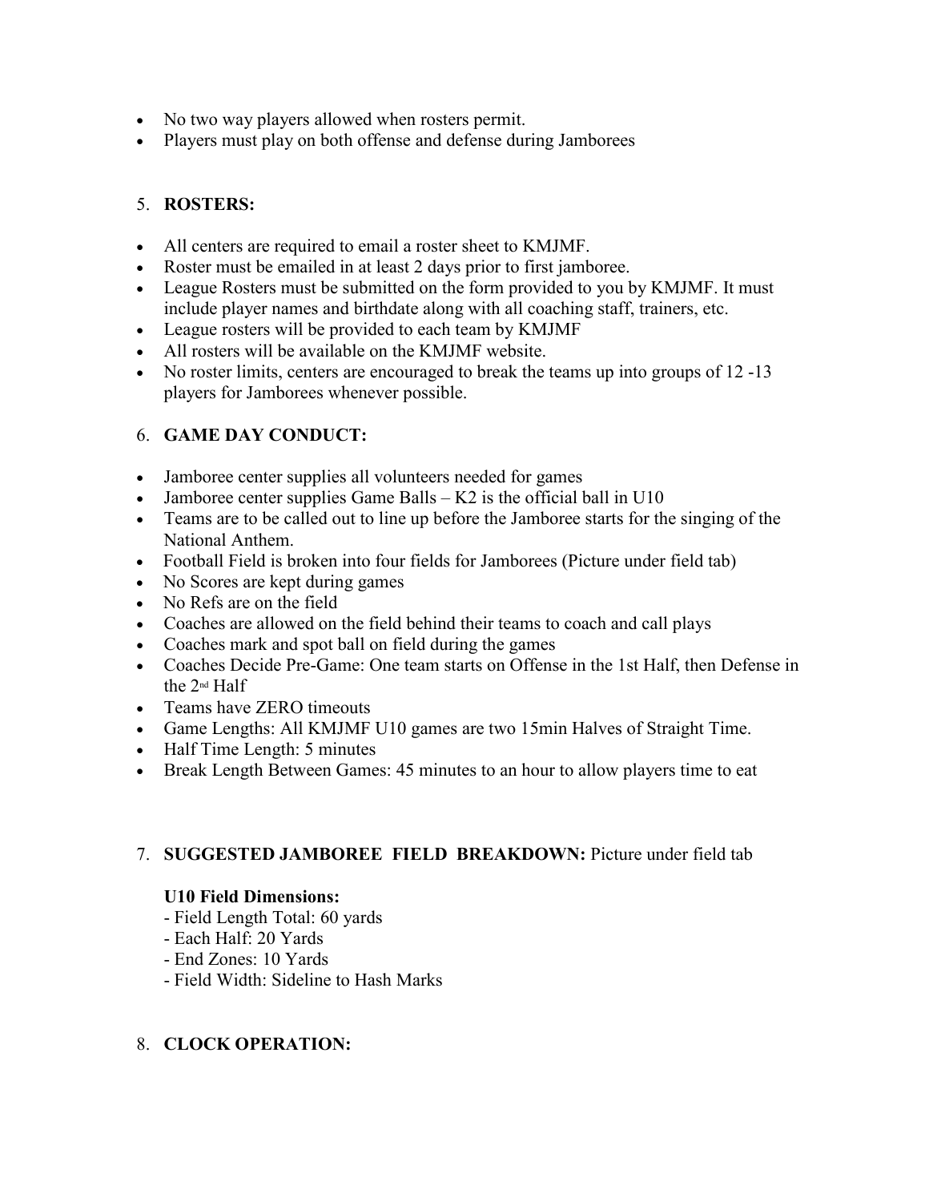- No two way players allowed when rosters permit.
- Players must play on both offense and defense during Jamborees

5. **ROSTERS:**

- All centers are required to email a roster sheet to KMJMF.
- Roster must be emailed in at least 2 days prior to first jamboree.
- League Rosters must be submitted on the form provided to you by KMJMF. It must include player names and birthdate along with all coaching staff, trainers, etc.
- League rosters will be provided to each team by KMJMF
- All rosters will be available on the KMJMF website.
- No roster limits, centers are encouraged to break the teams up into groups of 12 -13 players for Jamborees whenever possible.

6. **GAME DAY CONDUCT:**

- Jamboree center supplies all volunteers needed for games
- Jamboree center supplies Game Balls – K2 is the official ball in U10
- Teams are to be called out to line up before the Jamboree starts for the singing of the National Anthem.
- Football Field is broken into four fields for Jamborees (Picture under field tab)
- No Scores are kept during games
- No Refs are on the field
- Coaches are allowed on the field behind their teams to coach and call plays
- Coaches mark and spot ball on field during the games
- Coaches Decide Pre-Game: One team starts on Offense in the 1st Half, then Defense in the 2nd Half
- Teams have ZERO timeouts
- Game Lengths: All KMJMF U10 games are two 15min Halves of Straight Time.
- Half Time Length: 5 minutes
- Break Length Between Games: 45 minutes to an hour to allow players time to eat

7. **SUGGESTED JAMBOREE FIELD BREAKDOWN:** Picture under field tab

   **U10 Field Dimensions:**
   - Field Length Total: 60 yards
   - Each Half: 20 Yards
   - End Zones: 10 Yards
   - Field Width: Sideline to Hash Marks

8. **CLOCK OPERATION:**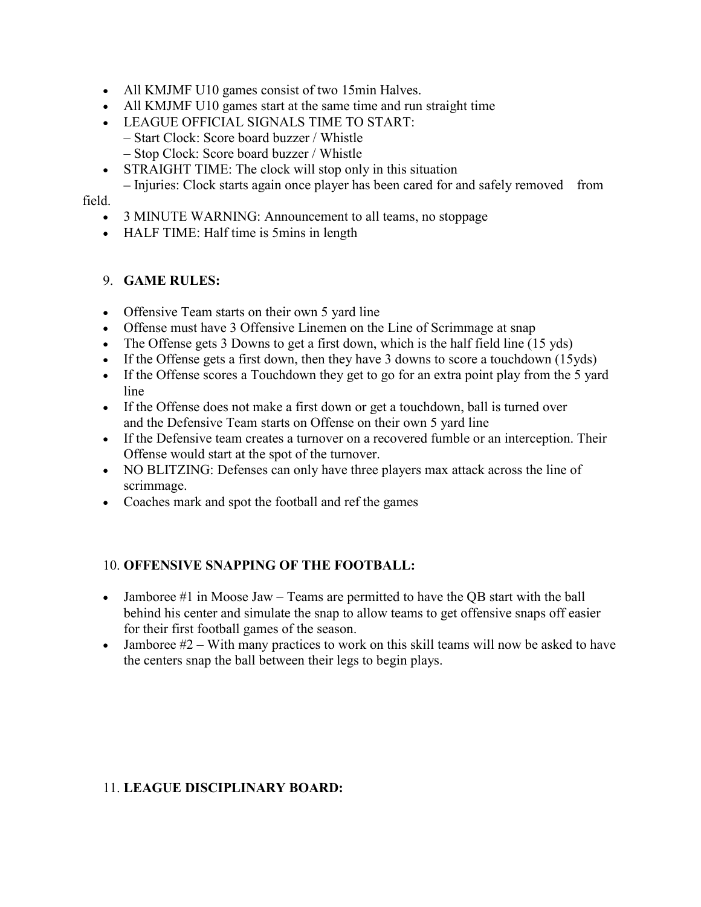- All KMJMF U10 games consist of two 15min Halves.
- All KMJMF U10 games start at the same time and run straight time
- LEAGUE OFFICIAL SIGNALS TIME TO START:
  – Start Clock: Score board buzzer / Whistle
  – Stop Clock: Score board buzzer / Whistle
- STRAIGHT TIME: The clock will stop only in this situation
  – Injuries: Clock starts again once player has been cared for and safely removed from field.
- 3 MINUTE WARNING: Announcement to all teams, no stoppage
- HALF TIME: Half time is 5mins in length

9. **GAME RULES:**

- Offensive Team starts on their own 5 yard line
- Offense must have 3 Offensive Linemen on the Line of Scrimmage at snap
- The Offense gets 3 Downs to get a first down, which is the half field line (15 yds)
- If the Offense gets a first down, then they have 3 downs to score a touchdown (15yds)
- If the Offense scores a Touchdown they get to go for an extra point play from the 5 yard line
- If the Offense does not make a first down or get a touchdown, ball is turned over and the Defensive Team starts on Offense on their own 5 yard line
- If the Defensive team creates a turnover on a recovered fumble or an interception. Their Offense would start at the spot of the turnover.
- NO BLITZING: Defenses can only have three players max attack across the line of scrimmage.
- Coaches mark and spot the football and ref the games

10. **OFFENSIVE SNAPPING OF THE FOOTBALL:**

- Jamboree #1 in Moose Jaw – Teams are permitted to have the QB start with the ball behind his center and simulate the snap to allow teams to get offensive snaps off easier for their first football games of the season.
- Jamboree #2 – With many practices to work on this skill teams will now be asked to have the centers snap the ball between their legs to begin plays.

11. **LEAGUE DISCIPLINARY BOARD:**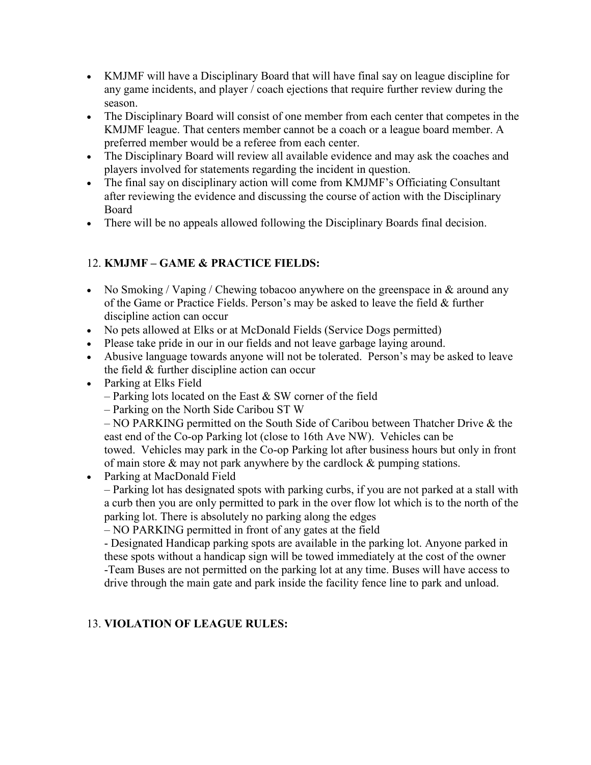- KMJMF will have a Disciplinary Board that will have final say on league discipline for any game incidents, and player / coach ejections that require further review during the season.
- The Disciplinary Board will consist of one member from each center that competes in the KMJMF league. That centers member cannot be a coach or a league board member. A preferred member would be a referee from each center.
- The Disciplinary Board will review all available evidence and may ask the coaches and players involved for statements regarding the incident in question.
- The final say on disciplinary action will come from KMJMF's Officiating Consultant after reviewing the evidence and discussing the course of action with the Disciplinary Board
- There will be no appeals allowed following the Disciplinary Boards final decision.

## 12. **KMJMF – GAME & PRACTICE FIELDS:**

- No Smoking / Vaping / Chewing tobacoo anywhere on the greenspace in & around any of the Game or Practice Fields. Person's may be asked to leave the field & further discipline action can occur
- No pets allowed at Elks or at McDonald Fields (Service Dogs permitted)
- Please take pride in our in our fields and not leave garbage laying around.
- Abusive language towards anyone will not be tolerated. Person's may be asked to leave the field & further discipline action can occur
- Parking at Elks Field
  – Parking lots located on the East & SW corner of the field
  – Parking on the North Side Caribou ST W
  – NO PARKING permitted on the South Side of Caribou between Thatcher Drive & the east end of the Co-op Parking lot (close to 16th Ave NW). Vehicles can be towed. Vehicles may park in the Co-op Parking lot after business hours but only in front of main store & may not park anywhere by the cardlock & pumping stations.
- Parking at MacDonald Field
  – Parking lot has designated spots with parking curbs, if you are not parked at a stall with a curb then you are only permitted to park in the over flow lot which is to the north of the parking lot. There is absolutely no parking along the edges
  – NO PARKING permitted in front of any gates at the field
  - Designated Handicap parking spots are available in the parking lot. Anyone parked in these spots without a handicap sign will be towed immediately at the cost of the owner
  -Team Buses are not permitted on the parking lot at any time. Buses will have access to drive through the main gate and park inside the facility fence line to park and unload.

## 13. **VIOLATION OF LEAGUE RULES:**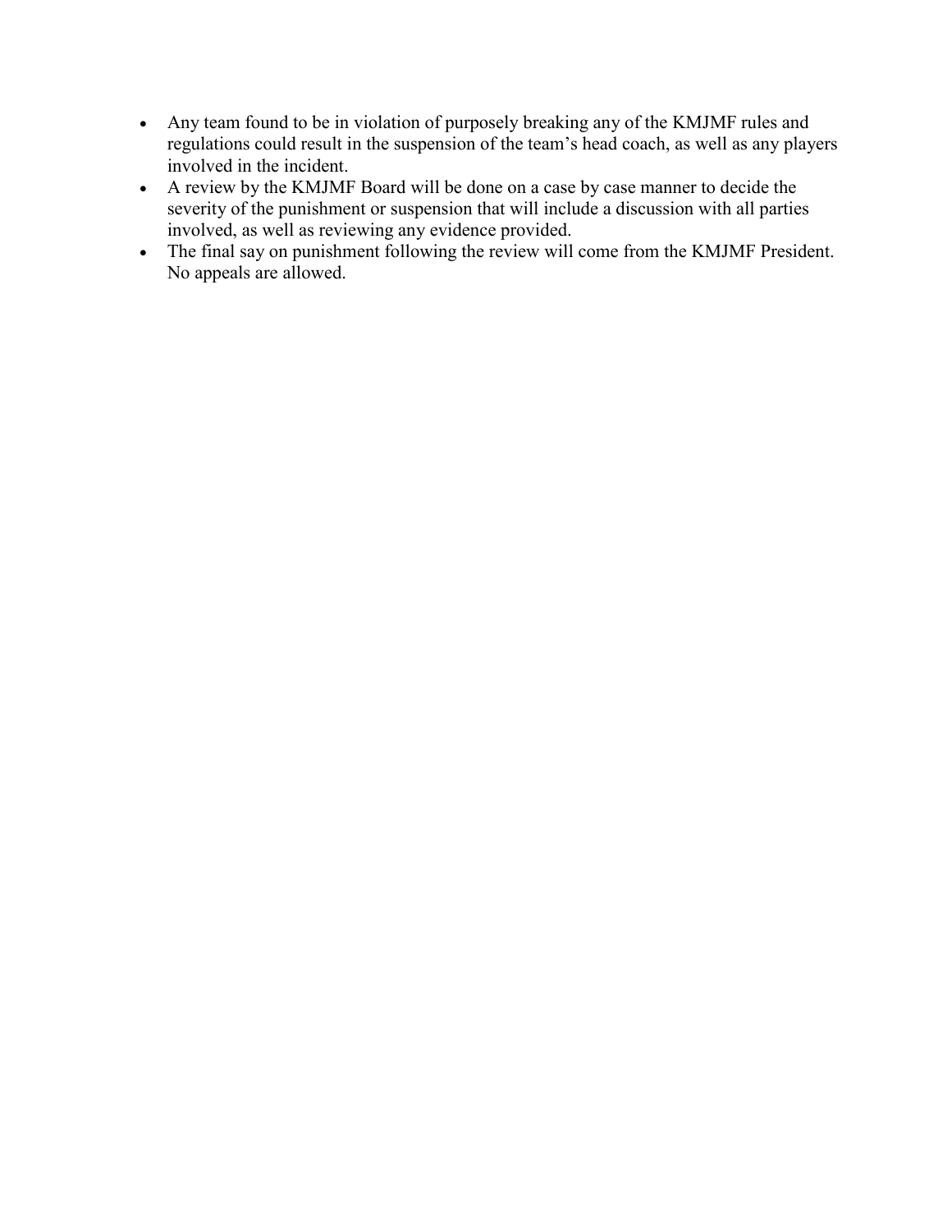- Any team found to be in violation of purposely breaking any of the KMJMF rules and regulations could result in the suspension of the team's head coach, as well as any players involved in the incident.
- A review by the KMJMF Board will be done on a case by case manner to decide the severity of the punishment or suspension that will include a discussion with all parties involved, as well as reviewing any evidence provided.
- The final say on punishment following the review will come from the KMJMF President. No appeals are allowed.